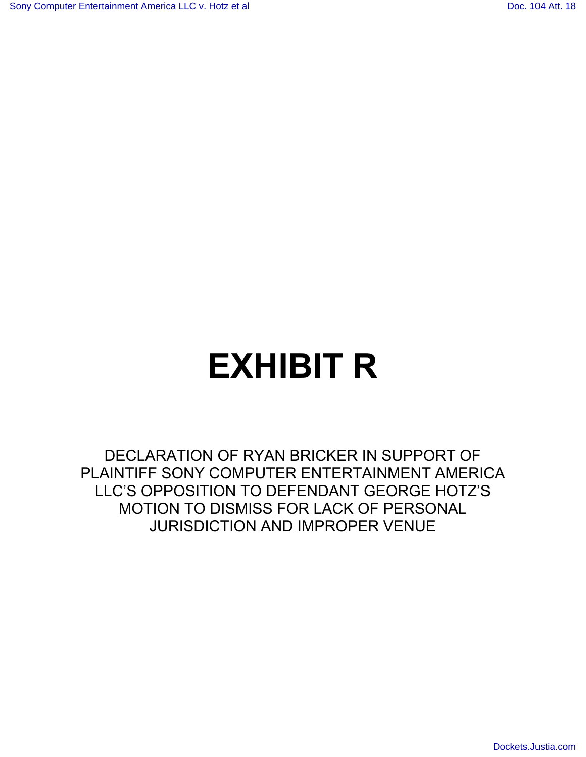# EXHIBIT R

DECLARATION OF RYAN BRICKER IN SUPPORT OF PLAINTIFF SONY COMPUTER ENTERTAINMENT AMERICA LLC'S OPPOSITION TO DEFENDANT GEORGE HOTZ'S MOTION TO DISMISS FOR LACK OF PERSONAL JURISDICTION AND IMPROPER VENUE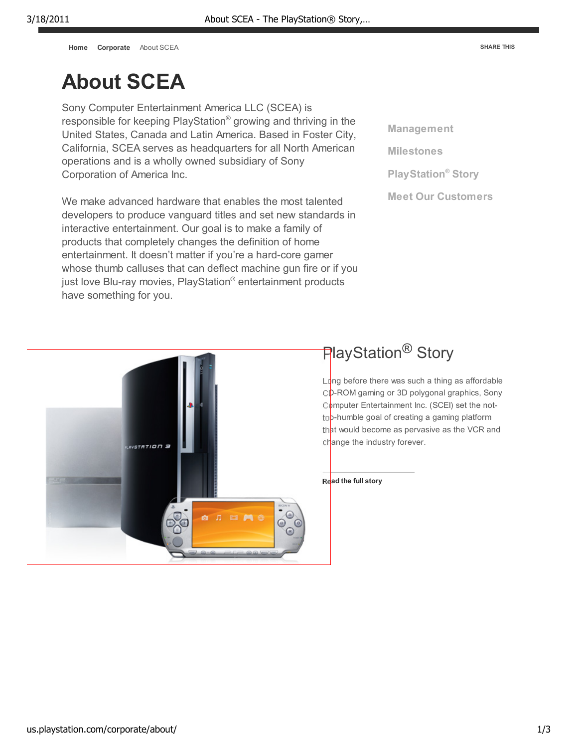Home Corporate About SCEA

SHARE THIS

# About SCEA

Sony Computer Entertainment America LLC (SCEA) is responsible for keeping PlayStation® growing and thriving in the United States, Canada and Latin America. Based in Foster City, California, SCEA serves as headquarters for all North American operations and is a wholly owned subsidiary of Sony Corporation of America Inc.

We make advanced hardware that enables the most talented developers to produce vanguard titles and set new standards in interactive entertainment. Our goal is to make a family of products that completely changes the definition of home entertainment. It doesn't matter if you're a hard-core gamer whose thumb calluses that can deflect machine gun fire or if you just love Blu-ray movies, PlayStation® entertainment products have something for you.

Management

Milestones

PlayStation® Story

Meet Our Customers

## PlayStation® Story

Long before there was such a thing as affordable CD-ROM gaming or 3D polygonal graphics, Sony Computer Entertainment Inc. (SCEI) set the not-too-humble goal of creating a gaming platform that would become as pervasive as the VCR and change the industry forever.

**Read the full story**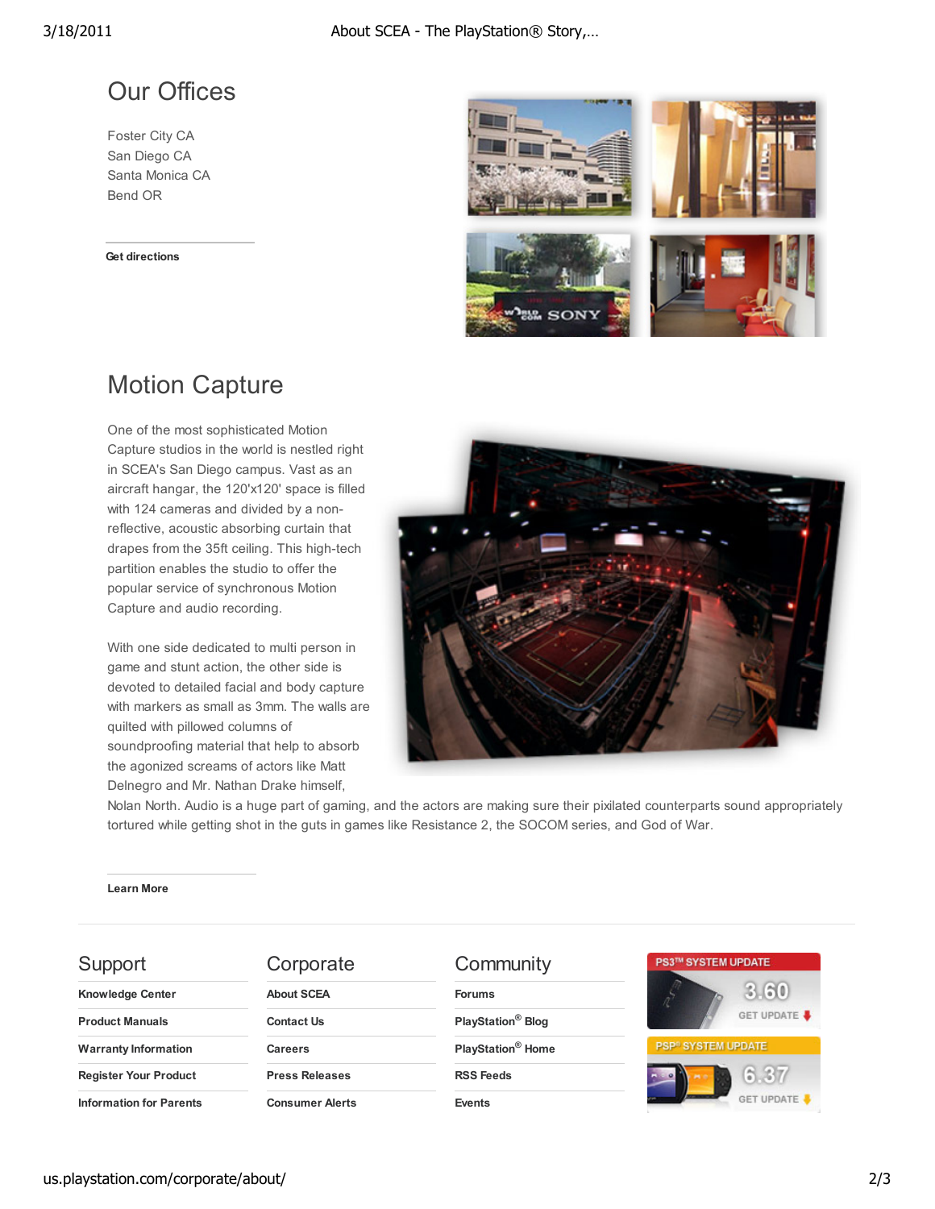## Our Offices

Foster City CA
San Diego CA
Santa Monica CA
Bend OR

**Get directions**

## Motion Capture

One of the most sophisticated Motion Capture studios in the world is nestled right in SCEA's San Diego campus. Vast as an aircraft hangar, the 120'x120' space is filled with 124 cameras and divided by a non-reflective, acoustic absorbing curtain that drapes from the 35ft ceiling. This high-tech partition enables the studio to offer the popular service of synchronous Motion Capture and audio recording.

With one side dedicated to multi person in game and stunt action, the other side is devoted to detailed facial and body capture with markers as small as 3mm. The walls are quilted with pillowed columns of soundproofing material that help to absorb the agonized screams of actors like Matt Delnegro and Mr. Nathan Drake himself, Nolan North. Audio is a huge part of gaming, and the actors are making sure their pixilated counterparts sound appropriately tortured while getting shot in the guts in games like Resistance 2, the SOCOM series, and God of War.

**Learn More**

### Support

- **Knowledge Center**
- **Product Manuals**
- **Warranty Information**
- **Register Your Product**
- **Information for Parents**

### Corporate

- **About SCEA**
- **Contact Us**
- **Careers**
- **Press Releases**
- **Consumer Alerts**

### Community

- **Forums**
- **PlayStation® Blog**
- **PlayStation® Home**
- **RSS Feeds**
- **Events**

PS3™ SYSTEM UPDATE 3.60 GET UPDATE

PSP® SYSTEM UPDATE 6.37 GET UPDATE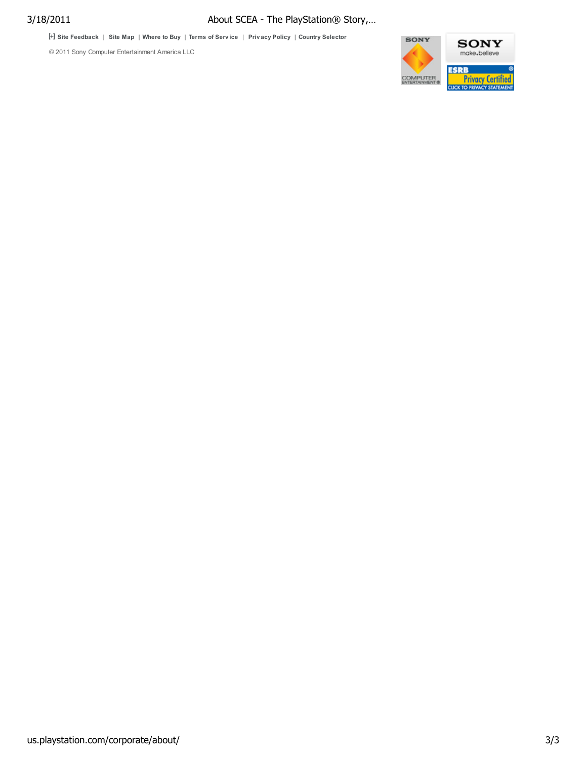[+] Site Feedback | Site Map | Where to Buy | Terms of Service | Privacy Policy | Country Selector

© 2011 Sony Computer Entertainment America LLC